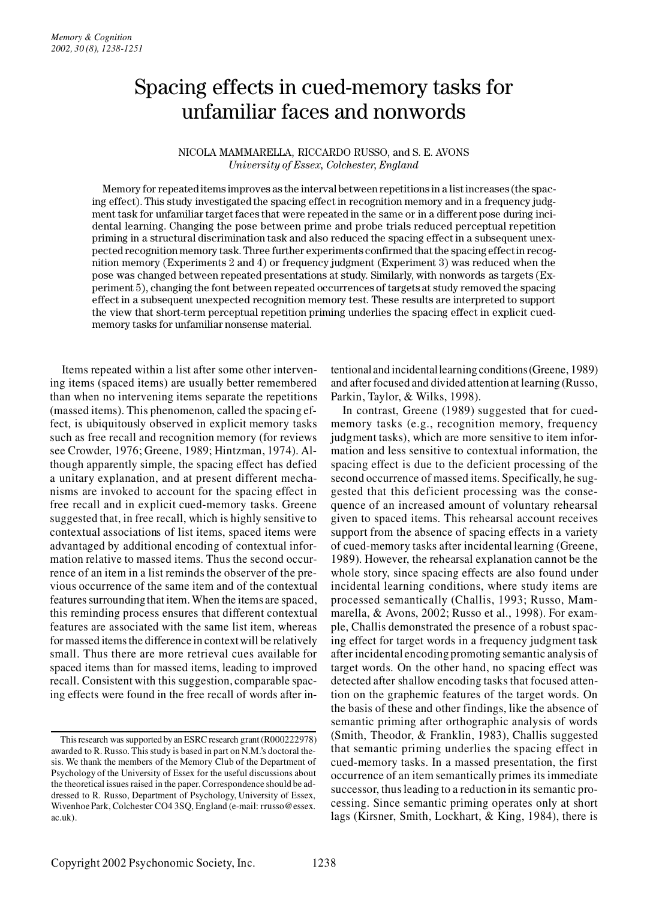# Spacing effects in cued-memory tasks for unfamiliar faces and nonwords

NICOLA MAMMARELLA, RICCARDO RUSSO, and S. E. AVONS
*University of Essex, Colchester, England*

Memory for repeated items improves as the interval between repetitions in a list increases (the spacing effect). This study investigated the spacing effect in recognition memory and in a frequency judgment task for unfamiliar target faces that were repeated in the same or in a different pose during incidental learning. Changing the pose between prime and probe trials reduced perceptual repetition priming in a structural discrimination task and also reduced the spacing effect in a subsequent unexpected recognition memory task. Three further experiments confirmed that the spacing effect in recognition memory (Experiments 2 and 4) or frequency judgment (Experiment 3) was reduced when the pose was changed between repeated presentations at study. Similarly, with nonwords as targets (Experiment 5), changing the font between repeated occurrences of targets at study removed the spacing effect in a subsequent unexpected recognition memory test. These results are interpreted to support the view that short-term perceptual repetition priming underlies the spacing effect in explicit cued-memory tasks for unfamiliar nonsense material.

Items repeated within a list after some other intervening items (spaced items) are usually better remembered than when no intervening items separate the repetitions (massed items). This phenomenon, called the spacing effect, is ubiquitously observed in explicit memory tasks such as free recall and recognition memory (for reviews see Crowder, 1976; Greene, 1989; Hintzman, 1974). Although apparently simple, the spacing effect has defied a unitary explanation, and at present different mechanisms are invoked to account for the spacing effect in free recall and in explicit cued-memory tasks. Greene suggested that, in free recall, which is highly sensitive to contextual associations of list items, spaced items were advantaged by additional encoding of contextual information relative to massed items. Thus the second occurrence of an item in a list reminds the observer of the previous occurrence of the same item and of the contextual features surrounding that item. When the items are spaced, this reminding process ensures that different contextual features are associated with the same list item, whereas for massed items the difference in context will be relatively small. Thus there are more retrieval cues available for spaced items than for massed items, leading to improved recall. Consistent with this suggestion, comparable spacing effects were found in the free recall of words after intentional and incidental learning conditions (Greene, 1989) and after focused and divided attention at learning (Russo, Parkin, Taylor, & Wilks, 1998).

In contrast, Greene (1989) suggested that for cued-memory tasks (e.g., recognition memory, frequency judgment tasks), which are more sensitive to item information and less sensitive to contextual information, the spacing effect is due to the deficient processing of the second occurrence of massed items. Specifically, he suggested that this deficient processing was the consequence of an increased amount of voluntary rehearsal given to spaced items. This rehearsal account receives support from the absence of spacing effects in a variety of cued-memory tasks after incidental learning (Greene, 1989). However, the rehearsal explanation cannot be the whole story, since spacing effects are also found under incidental learning conditions, where study items are processed semantically (Challis, 1993; Russo, Mammarella, & Avons, 2002; Russo et al., 1998). For example, Challis demonstrated the presence of a robust spacing effect for target words in a frequency judgment task after incidental encoding promoting semantic analysis of target words. On the other hand, no spacing effect was detected after shallow encoding tasks that focused attention on the graphemic features of the target words. On the basis of these and other findings, like the absence of semantic priming after orthographic analysis of words (Smith, Theodor, & Franklin, 1983), Challis suggested that semantic priming underlies the spacing effect in cued-memory tasks. In a massed presentation, the first occurrence of an item semantically primes its immediate successor, thus leading to a reduction in its semantic processing. Since semantic priming operates only at short lags (Kirsner, Smith, Lockhart, & King, 1984), there is

This research was supported by an ESRC research grant (R000222978) awarded to R. Russo. This study is based in part on N.M.'s doctoral thesis. We thank the members of the Memory Club of the Department of Psychology of the University of Essex for the useful discussions about the theoretical issues raised in the paper. Correspondence should be addressed to R. Russo, Department of Psychology, University of Essex, Wivenhoe Park, Colchester CO4 3SQ, England (e-mail: rrusso@essex.ac.uk).

Copyright 2002 Psychonomic Society, Inc.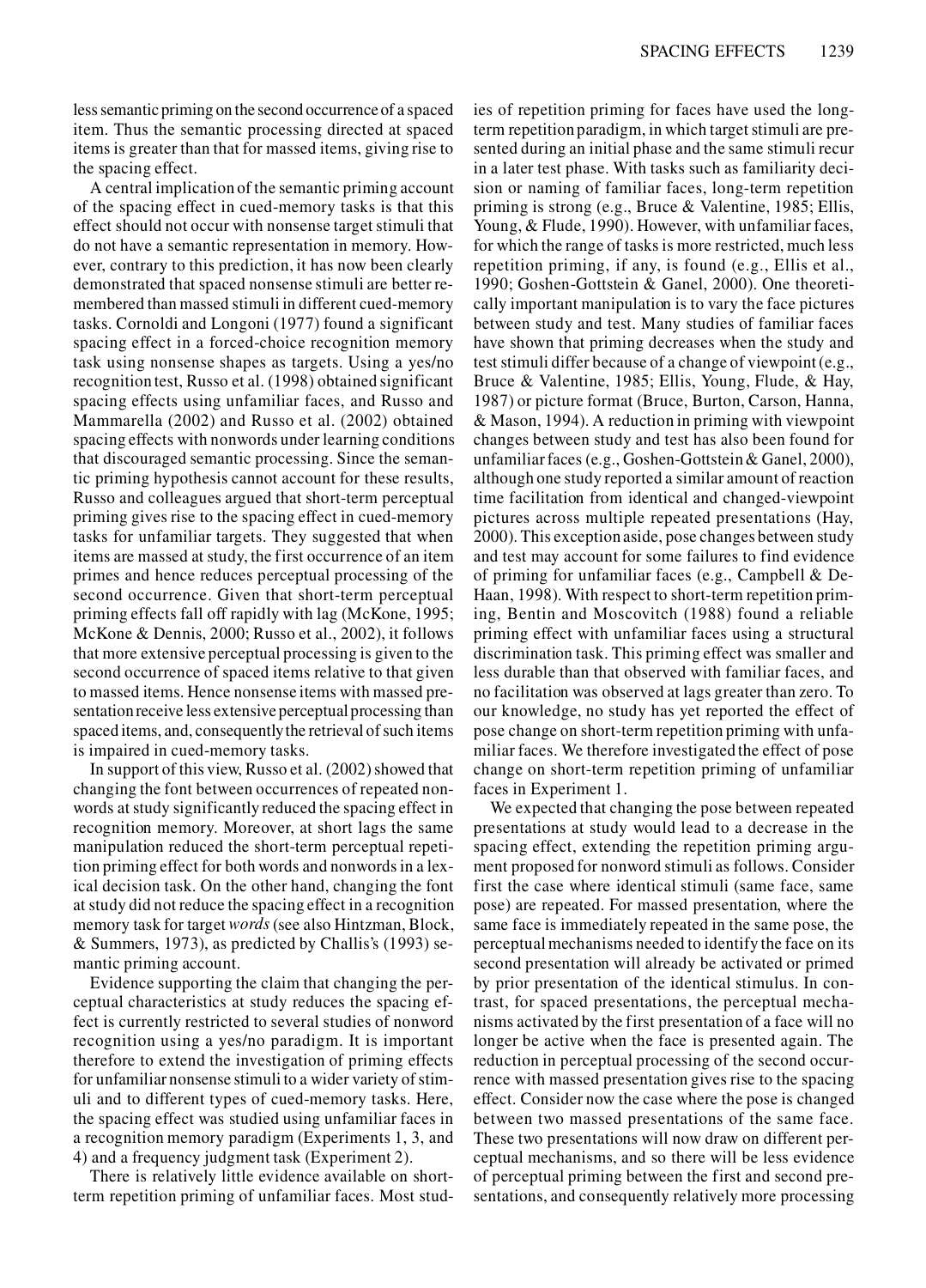less semantic priming on the second occurrence of a spaced item. Thus the semantic processing directed at spaced items is greater than that for massed items, giving rise to the spacing effect.

A central implication of the semantic priming account of the spacing effect in cued-memory tasks is that this effect should not occur with nonsense target stimuli that do not have a semantic representation in memory. However, contrary to this prediction, it has now been clearly demonstrated that spaced nonsense stimuli are better remembered than massed stimuli in different cued-memory tasks. Cornoldi and Longoni (1977) found a significant spacing effect in a forced-choice recognition memory task using nonsense shapes as targets. Using a yes/no recognition test, Russo et al. (1998) obtained significant spacing effects using unfamiliar faces, and Russo and Mammarella (2002) and Russo et al. (2002) obtained spacing effects with nonwords under learning conditions that discouraged semantic processing. Since the semantic priming hypothesis cannot account for these results, Russo and colleagues argued that short-term perceptual priming gives rise to the spacing effect in cued-memory tasks for unfamiliar targets. They suggested that when items are massed at study, the first occurrence of an item primes and hence reduces perceptual processing of the second occurrence. Given that short-term perceptual priming effects fall off rapidly with lag (McKone, 1995; McKone & Dennis, 2000; Russo et al., 2002), it follows that more extensive perceptual processing is given to the second occurrence of spaced items relative to that given to massed items. Hence nonsense items with massed presentation receive less extensive perceptual processing than spaced items, and, consequently the retrieval of such items is impaired in cued-memory tasks.

In support of this view, Russo et al. (2002) showed that changing the font between occurrences of repeated nonwords at study significantly reduced the spacing effect in recognition memory. Moreover, at short lags the same manipulation reduced the short-term perceptual repetition priming effect for both words and nonwords in a lexical decision task. On the other hand, changing the font at study did not reduce the spacing effect in a recognition memory task for target *words* (see also Hintzman, Block, & Summers, 1973), as predicted by Challis's (1993) semantic priming account.

Evidence supporting the claim that changing the perceptual characteristics at study reduces the spacing effect is currently restricted to several studies of nonword recognition using a yes/no paradigm. It is important therefore to extend the investigation of priming effects for unfamiliar nonsense stimuli to a wider variety of stimuli and to different types of cued-memory tasks. Here, the spacing effect was studied using unfamiliar faces in a recognition memory paradigm (Experiments 1, 3, and 4) and a frequency judgment task (Experiment 2).

There is relatively little evidence available on short-term repetition priming of unfamiliar faces. Most studies of repetition priming for faces have used the long-term repetition paradigm, in which target stimuli are presented during an initial phase and the same stimuli recur in a later test phase. With tasks such as familiarity decision or naming of familiar faces, long-term repetition priming is strong (e.g., Bruce & Valentine, 1985; Ellis, Young, & Flude, 1990). However, with unfamiliar faces, for which the range of tasks is more restricted, much less repetition priming, if any, is found (e.g., Ellis et al., 1990; Goshen-Gottstein & Ganel, 2000). One theoretically important manipulation is to vary the face pictures between study and test. Many studies of familiar faces have shown that priming decreases when the study and test stimuli differ because of a change of viewpoint (e.g., Bruce & Valentine, 1985; Ellis, Young, Flude, & Hay, 1987) or picture format (Bruce, Burton, Carson, Hanna, & Mason, 1994). A reduction in priming with viewpoint changes between study and test has also been found for unfamiliar faces (e.g., Goshen-Gottstein & Ganel, 2000), although one study reported a similar amount of reaction time facilitation from identical and changed-viewpoint pictures across multiple repeated presentations (Hay, 2000). This exception aside, pose changes between study and test may account for some failures to find evidence of priming for unfamiliar faces (e.g., Campbell & DeHaan, 1998). With respect to short-term repetition priming, Bentin and Moscovitch (1988) found a reliable priming effect with unfamiliar faces using a structural discrimination task. This priming effect was smaller and less durable than that observed with familiar faces, and no facilitation was observed at lags greater than zero. To our knowledge, no study has yet reported the effect of pose change on short-term repetition priming with unfamiliar faces. We therefore investigated the effect of pose change on short-term repetition priming of unfamiliar faces in Experiment 1.

We expected that changing the pose between repeated presentations at study would lead to a decrease in the spacing effect, extending the repetition priming argument proposed for nonword stimuli as follows. Consider first the case where identical stimuli (same face, same pose) are repeated. For massed presentation, where the same face is immediately repeated in the same pose, the perceptual mechanisms needed to identify the face on its second presentation will already be activated or primed by prior presentation of the identical stimulus. In contrast, for spaced presentations, the perceptual mechanisms activated by the first presentation of a face will no longer be active when the face is presented again. The reduction in perceptual processing of the second occurrence with massed presentation gives rise to the spacing effect. Consider now the case where the pose is changed between two massed presentations of the same face. These two presentations will now draw on different perceptual mechanisms, and so there will be less evidence of perceptual priming between the first and second presentations, and consequently relatively more processing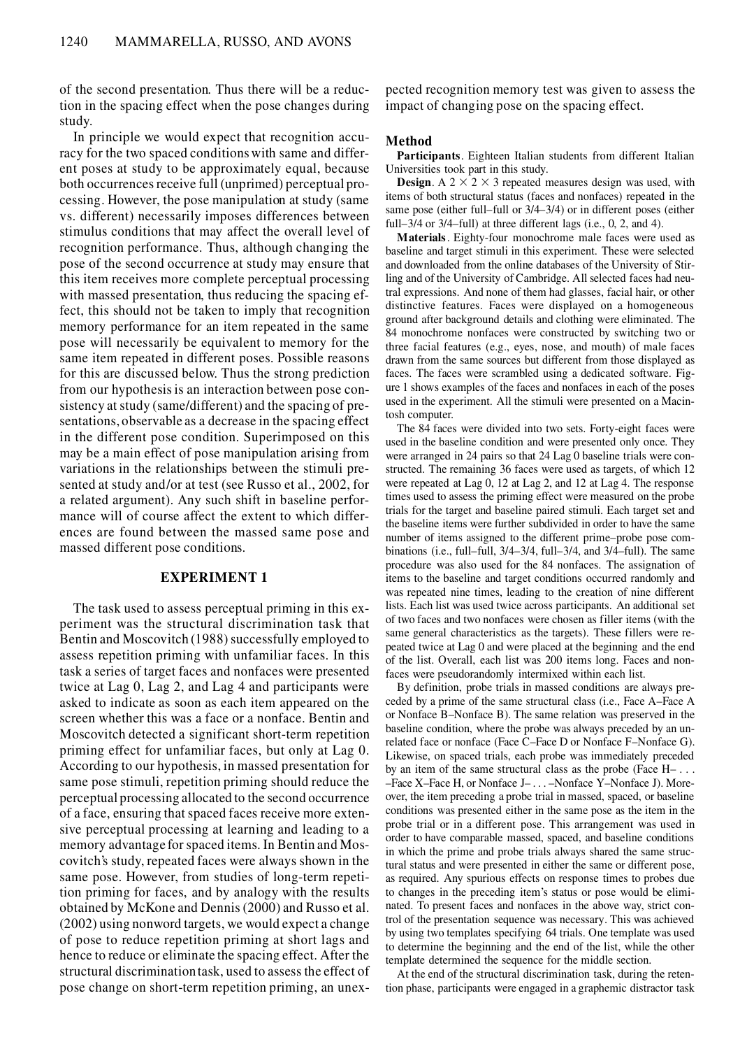of the second presentation. Thus there will be a reduction in the spacing effect when the pose changes during study.

In principle we would expect that recognition accuracy for the two spaced conditions with same and different poses at study to be approximately equal, because both occurrences receive full (unprimed) perceptual processing. However, the pose manipulation at study (same vs. different) necessarily imposes differences between stimulus conditions that may affect the overall level of recognition performance. Thus, although changing the pose of the second occurrence at study may ensure that this item receives more complete perceptual processing with massed presentation, thus reducing the spacing effect, this should not be taken to imply that recognition memory performance for an item repeated in the same pose will necessarily be equivalent to memory for the same item repeated in different poses. Possible reasons for this are discussed below. Thus the strong prediction from our hypothesis is an interaction between pose consistency at study (same/different) and the spacing of presentations, observable as a decrease in the spacing effect in the different pose condition. Superimposed on this may be a main effect of pose manipulation arising from variations in the relationships between the stimuli presented at study and/or at test (see Russo et al., 2002, for a related argument). Any such shift in baseline performance will of course affect the extent to which differences are found between the massed same pose and massed different pose conditions.

## EXPERIMENT 1

The task used to assess perceptual priming in this experiment was the structural discrimination task that Bentin and Moscovitch (1988) successfully employed to assess repetition priming with unfamiliar faces. In this task a series of target faces and nonfaces were presented twice at Lag 0, Lag 2, and Lag 4 and participants were asked to indicate as soon as each item appeared on the screen whether this was a face or a nonface. Bentin and Moscovitch detected a significant short-term repetition priming effect for unfamiliar faces, but only at Lag 0. According to our hypothesis, in massed presentation for same pose stimuli, repetition priming should reduce the perceptual processing allocated to the second occurrence of a face, ensuring that spaced faces receive more extensive perceptual processing at learning and leading to a memory advantage for spaced items. In Bentin and Moscovitch's study, repeated faces were always shown in the same pose. However, from studies of long-term repetition priming for faces, and by analogy with the results obtained by McKone and Dennis (2000) and Russo et al. (2002) using nonword targets, we would expect a change of pose to reduce repetition priming at short lags and hence to reduce or eliminate the spacing effect. After the structural discrimination task, used to assess the effect of pose change on short-term repetition priming, an unexpected recognition memory test was given to assess the impact of changing pose on the spacing effect.

### Method

**Participants**. Eighteen Italian students from different Italian Universities took part in this study.

**Design**. A $2 \times 2 \times 3$ repeated measures design was used, with items of both structural status (faces and nonfaces) repeated in the same pose (either full–full or 3/4–3/4) or in different poses (either full–3/4 or 3/4–full) at three different lags (i.e., 0, 2, and 4).

**Materials**. Eighty-four monochrome male faces were used as baseline and target stimuli in this experiment. These were selected and downloaded from the online databases of the University of Stirling and of the University of Cambridge. All selected faces had neutral expressions. And none of them had glasses, facial hair, or other distinctive features. Faces were displayed on a homogeneous ground after background details and clothing were eliminated. The 84 monochrome nonfaces were constructed by switching two or three facial features (e.g., eyes, nose, and mouth) of male faces drawn from the same sources but different from those displayed as faces. The faces were scrambled using a dedicated software. Figure 1 shows examples of the faces and nonfaces in each of the poses used in the experiment. All the stimuli were presented on a Macintosh computer.

The 84 faces were divided into two sets. Forty-eight faces were used in the baseline condition and were presented only once. They were arranged in 24 pairs so that 24 Lag 0 baseline trials were constructed. The remaining 36 faces were used as targets, of which 12 were repeated at Lag 0, 12 at Lag 2, and 12 at Lag 4. The response times used to assess the priming effect were measured on the probe trials for the target and baseline paired stimuli. Each target set and the baseline items were further subdivided in order to have the same number of items assigned to the different prime–probe pose combinations (i.e., full–full, 3/4–3/4, full–3/4, and 3/4–full). The same procedure was also used for the 84 nonfaces. The assignation of items to the baseline and target conditions occurred randomly and was repeated nine times, leading to the creation of nine different lists. Each list was used twice across participants. An additional set of two faces and two nonfaces were chosen as filler items (with the same general characteristics as the targets). These fillers were repeated twice at Lag 0 and were placed at the beginning and the end of the list. Overall, each list was 200 items long. Faces and nonfaces were pseudorandomly intermixed within each list.

By definition, probe trials in massed conditions are always preceded by a prime of the same structural class (i.e., Face A–Face A or Nonface B–Nonface B). The same relation was preserved in the baseline condition, where the probe was always preceded by an unrelated face or nonface (Face C–Face D or Nonface F–Nonface G). Likewise, on spaced trials, each probe was immediately preceded by an item of the same structural class as the probe (Face H– . . . –Face X–Face H, or Nonface J– . . . –Nonface Y–Nonface J). Moreover, the item preceding a probe trial in massed, spaced, or baseline conditions was presented either in the same pose as the item in the probe trial or in a different pose. This arrangement was used in order to have comparable massed, spaced, and baseline conditions in which the prime and probe trials always shared the same structural status and were presented in either the same or different pose, as required. Any spurious effects on response times to probes due to changes in the preceding item's status or pose would be eliminated. To present faces and nonfaces in the above way, strict control of the presentation sequence was necessary. This was achieved by using two templates specifying 64 trials. One template was used to determine the beginning and the end of the list, while the other template determined the sequence for the middle section.

At the end of the structural discrimination task, during the retention phase, participants were engaged in a graphemic distractor task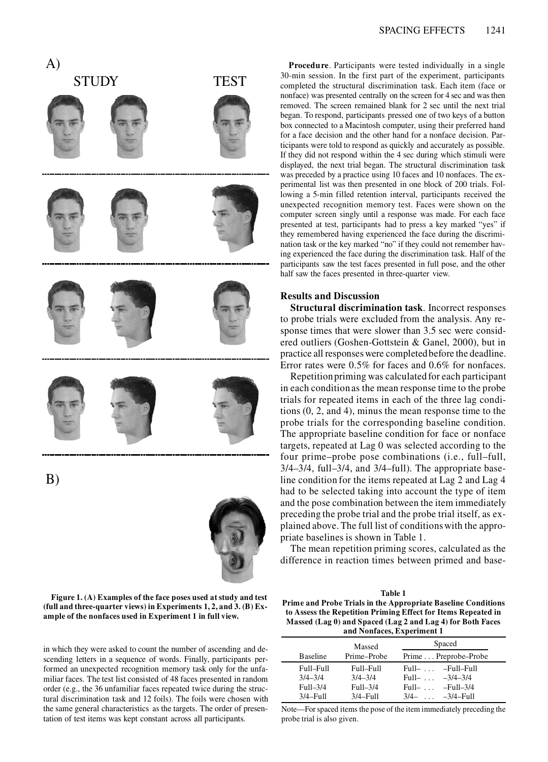A) STUDY TEST

B)

**Figure 1. (A) Examples of the face poses used at study and test (full and three-quarter views) in Experiments 1, 2, and 3. (B) Example of the nonfaces used in Experiment 1 in full view.**

in which they were asked to count the number of ascending and descending letters in a sequence of words. Finally, participants performed an unexpected recognition memory task only for the unfamiliar faces. The test list consisted of 48 faces presented in random order (e.g., the 36 unfamiliar faces repeated twice during the structural discrimination task and 12 foils). The foils were chosen with the same general characteristics as the targets. The order of presentation of test items was kept constant across all participants.

**Procedure**. Participants were tested individually in a single 30-min session. In the first part of the experiment, participants completed the structural discrimination task. Each item (face or nonface) was presented centrally on the screen for 4 sec and was then removed. The screen remained blank for 2 sec until the next trial began. To respond, participants pressed one of two keys of a button box connected to a Macintosh computer, using their preferred hand for a face decision and the other hand for a nonface decision. Participants were told to respond as quickly and accurately as possible. If they did not respond within the 4 sec during which stimuli were displayed, the next trial began. The structural discrimination task was preceded by a practice using 10 faces and 10 nonfaces. The experimental list was then presented in one block of 200 trials. Following a 5-min filled retention interval, participants received the unexpected recognition memory test. Faces were shown on the computer screen singly until a response was made. For each face presented at test, participants had to press a key marked "yes" if they remembered having experienced the face during the discrimination task or the key marked "no" if they could not remember having experienced the face during the discrimination task. Half of the participants saw the test faces presented in full pose, and the other half saw the faces presented in three-quarter view.

## Results and Discussion

**Structural discrimination task**. Incorrect responses to probe trials were excluded from the analysis. Any response times that were slower than 3.5 sec were considered outliers (Goshen-Gottstein & Ganel, 2000), but in practice all responses were completed before the deadline. Error rates were 0.5% for faces and 0.6% for nonfaces.

Repetition priming was calculated for each participant in each condition as the mean response time to the probe trials for repeated items in each of the three lag conditions (0, 2, and 4), minus the mean response time to the probe trials for the corresponding baseline condition. The appropriate baseline condition for face or nonface targets, repeated at Lag 0 was selected according to the four prime–probe pose combinations (i.e., full–full, 3/4–3/4, full–3/4, and 3/4–full). The appropriate baseline condition for the items repeated at Lag 2 and Lag 4 had to be selected taking into account the type of item and the pose combination between the item immediately preceding the probe trial and the probe trial itself, as explained above. The full list of conditions with the appropriate baselines is shown in Table 1.

The mean repetition priming scores, calculated as the difference in reaction times between primed and base-

**Table 1**
**Prime and Probe Trials in the Appropriate Baseline Conditions to Assess the Repetition Priming Effect for Items Repeated in Massed (Lag 0) and Spaced (Lag 2 and Lag 4) for Both Faces and Nonfaces, Experiment 1**

| Baseline | Massed Prime–Probe | Spaced Prime . . . Preprobe–Probe |
|---|---|---|
| Full–Full | Full–Full | Full– . . . –Full–Full |
| 3/4–3/4 | 3/4–3/4 | Full– . . . –3/4–3/4 |
| Full–3/4 | Full–3/4 | Full– . . . –Full–3/4 |
| 3/4–Full | 3/4–Full | 3/4– . . . –3/4–Full |

Note—For spaced items the pose of the item immediately preceding the probe trial is also given.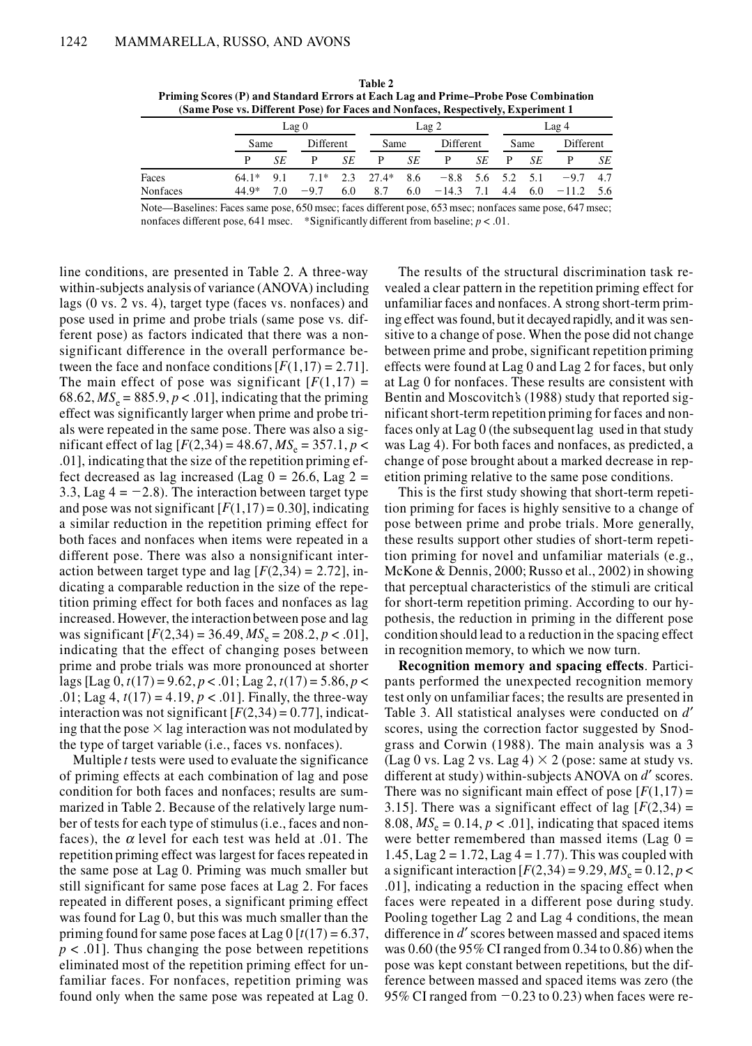**Table 2**
**Priming Scores (P) and Standard Errors at Each Lag and Prime–Probe Pose Combination (Same Pose vs. Different Pose) for Faces and Nonfaces, Respectively, Experiment 1**

| | Lag 0 | | | | Lag 2 | | | | Lag 4 | | | |
|---|---|---|---|---|---|---|---|---|---|---|---|---|
| | Same | | Different | | Same | | Different | | Same | | Different | |
| | P | *SE* | P | *SE* | P | *SE* | P | *SE* | P | *SE* | P | *SE* |
| Faces | 64.1* | 9.1 | 7.1* | 2.3 | 27.4* | 8.6 | −8.8 | 5.6 | 5.2 | 5.1 | −9.7 | 4.7 |
| Nonfaces | 44.9* | 7.0 | −9.7 | 6.0 | 8.7 | 6.0 | −14.3 | 7.1 | 4.4 | 6.0 | −11.2 | 5.6 |

Note—Baselines: Faces same pose, 650 msec; faces different pose, 653 msec; nonfaces same pose, 647 msec; nonfaces different pose, 641 msec. *Significantly different from baseline; $p < .01$.

line conditions, are presented in Table 2. A three-way within-subjects analysis of variance (ANOVA) including lags (0 vs. 2 vs. 4), target type (faces vs. nonfaces) and pose used in prime and probe trials (same pose vs. different pose) as factors indicated that there was a nonsignificant difference in the overall performance between the face and nonface conditions [$F(1,17) = 2.71$]. The main effect of pose was significant [$F(1,17) = 68.62$, $MS_e = 885.9$, $p < .01$], indicating that the priming effect was significantly larger when prime and probe trials were repeated in the same pose. There was also a significant effect of lag [$F(2,34) = 48.67$, $MS_e = 357.1$, $p < .01$], indicating that the size of the repetition priming effect decreased as lag increased (Lag 0 = 26.6, Lag 2 = 3.3, Lag 4 = −2.8). The interaction between target type and pose was not significant [$F(1,17) = 0.30$], indicating a similar reduction in the repetition priming effect for both faces and nonfaces when items were repeated in a different pose. There was also a nonsignificant interaction between target type and lag [$F(2,34) = 2.72$], indicating a comparable reduction in the size of the repetition priming effect for both faces and nonfaces as lag increased. However, the interaction between pose and lag was significant [$F(2,34) = 36.49$, $MS_e = 208.2$, $p < .01$], indicating that the effect of changing poses between prime and probe trials was more pronounced at shorter lags [Lag 0, $t(17) = 9.62$, $p < .01$; Lag 2, $t(17) = 5.86$, $p < .01$; Lag 4, $t(17) = 4.19$, $p < .01$]. Finally, the three-way interaction was not significant [$F(2,34) = 0.77$], indicating that the pose × lag interaction was not modulated by the type of target variable (i.e., faces vs. nonfaces).

Multiple *t* tests were used to evaluate the significance of priming effects at each combination of lag and pose condition for both faces and nonfaces; results are summarized in Table 2. Because of the relatively large number of tests for each type of stimulus (i.e., faces and nonfaces), the $\alpha$ level for each test was held at .01. The repetition priming effect was largest for faces repeated in the same pose at Lag 0. Priming was much smaller but still significant for same pose faces at Lag 2. For faces repeated in different poses, a significant priming effect was found for Lag 0, but this was much smaller than the priming found for same pose faces at Lag 0 [$t(17) = 6.37$, $p < .01$]. Thus changing the pose between repetitions eliminated most of the repetition priming effect for unfamiliar faces. For nonfaces, repetition priming was found only when the same pose was repeated at Lag 0.

The results of the structural discrimination task revealed a clear pattern in the repetition priming effect for unfamiliar faces and nonfaces. A strong short-term priming effect was found, but it decayed rapidly, and it was sensitive to a change of pose. When the pose did not change between prime and probe, significant repetition priming effects were found at Lag 0 and Lag 2 for faces, but only at Lag 0 for nonfaces. These results are consistent with Bentin and Moscovitch's (1988) study that reported significant short-term repetition priming for faces and nonfaces only at Lag 0 (the subsequent lag used in that study was Lag 4). For both faces and nonfaces, as predicted, a change of pose brought about a marked decrease in repetition priming relative to the same pose conditions.

This is the first study showing that short-term repetition priming for faces is highly sensitive to a change of pose between prime and probe trials. More generally, these results support other studies of short-term repetition priming for novel and unfamiliar materials (e.g., McKone & Dennis, 2000; Russo et al., 2002) in showing that perceptual characteristics of the stimuli are critical for short-term repetition priming. According to our hypothesis, the reduction in priming in the different pose condition should lead to a reduction in the spacing effect in recognition memory, to which we now turn.

**Recognition memory and spacing effects**. Participants performed the unexpected recognition memory test only on unfamiliar faces; the results are presented in Table 3. All statistical analyses were conducted on $d'$ scores, using the correction factor suggested by Snodgrass and Corwin (1988). The main analysis was a 3 (Lag 0 vs. Lag 2 vs. Lag 4) × 2 (pose: same at study vs. different at study) within-subjects ANOVA on $d'$ scores. There was no significant main effect of pose [$F(1,17) = 3.15$]. There was a significant effect of lag [$F(2,34) = 8.08$, $MS_e = 0.14$, $p < .01$], indicating that spaced items were better remembered than massed items (Lag 0 = 1.45, Lag 2 = 1.72, Lag 4 = 1.77). This was coupled with a significant interaction [$F(2,34) = 9.29$, $MS_e = 0.12$, $p < .01$], indicating a reduction in the spacing effect when faces were repeated in a different pose during study. Pooling together Lag 2 and Lag 4 conditions, the mean difference in $d'$ scores between massed and spaced items was 0.60 (the 95% CI ranged from 0.34 to 0.86) when the pose was kept constant between repetitions, but the difference between massed and spaced items was zero (the 95% CI ranged from −0.23 to 0.23) when faces were re-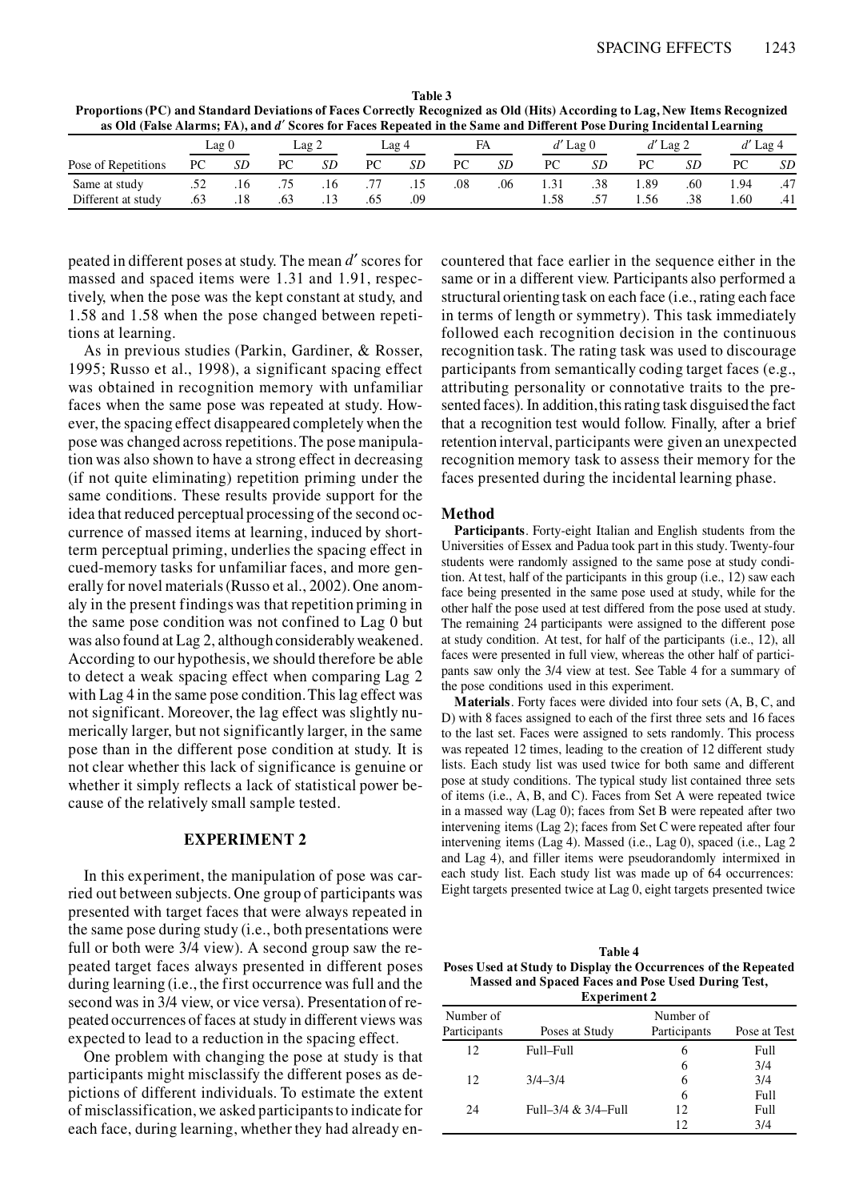**Table 3**
**Proportions (PC) and Standard Deviations of Faces Correctly Recognized as Old (Hits) According to Lag, New Items Recognized as Old (False Alarms; FA), and $d'$ Scores for Faces Repeated in the Same and Different Pose During Incidental Learning**

| | Lag 0 | | Lag 2 | | Lag 4 | | FA | | $d'$ Lag 0 | | $d'$ Lag 2 | | $d'$ Lag 4 | |
|---|---|---|---|---|---|---|---|---|---|---|---|---|---|---|
| Pose of Repetitions | PC | *SD* | PC | *SD* | PC | *SD* | PC | *SD* | PC | *SD* | PC | *SD* | PC | *SD* |
| Same at study | .52 | .16 | .75 | .16 | .77 | .15 | .08 | .06 | 1.31 | .38 | 1.89 | .60 | 1.94 | .47 |
| Different at study | .63 | .18 | .63 | .13 | .65 | .09 | | | 1.58 | .57 | 1.56 | .38 | 1.60 | .41 |

peated in different poses at study. The mean $d'$ scores for massed and spaced items were 1.31 and 1.91, respectively, when the pose was the kept constant at study, and 1.58 and 1.58 when the pose changed between repetitions at learning.

As in previous studies (Parkin, Gardiner, & Rosser, 1995; Russo et al., 1998), a significant spacing effect was obtained in recognition memory with unfamiliar faces when the same pose was repeated at study. However, the spacing effect disappeared completely when the pose was changed across repetitions. The pose manipulation was also shown to have a strong effect in decreasing (if not quite eliminating) repetition priming under the same conditions. These results provide support for the idea that reduced perceptual processing of the second occurrence of massed items at learning, induced by short-term perceptual priming, underlies the spacing effect in cued-memory tasks for unfamiliar faces, and more generally for novel materials (Russo et al., 2002). One anomaly in the present findings was that repetition priming in the same pose condition was not confined to Lag 0 but was also found at Lag 2, although considerably weakened. According to our hypothesis, we should therefore be able to detect a weak spacing effect when comparing Lag 2 with Lag 4 in the same pose condition. This lag effect was not significant. Moreover, the lag effect was slightly numerically larger, but not significantly larger, in the same pose than in the different pose condition at study. It is not clear whether this lack of significance is genuine or whether it simply reflects a lack of statistical power because of the relatively small sample tested.

## EXPERIMENT 2

In this experiment, the manipulation of pose was carried out between subjects. One group of participants was presented with target faces that were always repeated in the same pose during study (i.e., both presentations were full or both were 3/4 view). A second group saw the repeated target faces always presented in different poses during learning (i.e., the first occurrence was full and the second was in 3/4 view, or vice versa). Presentation of repeated occurrences of faces at study in different views was expected to lead to a reduction in the spacing effect.

One problem with changing the pose at study is that participants might misclassify the different poses as depictions of different individuals. To estimate the extent of misclassification, we asked participants to indicate for each face, during learning, whether they had already encountered that face earlier in the sequence either in the same or in a different view. Participants also performed a structural orienting task on each face (i.e., rating each face in terms of length or symmetry). This task immediately followed each recognition decision in the continuous recognition task. The rating task was used to discourage participants from semantically coding target faces (e.g., attributing personality or connotative traits to the presented faces). In addition, this rating task disguised the fact that a recognition test would follow. Finally, after a brief retention interval, participants were given an unexpected recognition memory task to assess their memory for the faces presented during the incidental learning phase.

### Method

**Participants**. Forty-eight Italian and English students from the Universities of Essex and Padua took part in this study. Twenty-four students were randomly assigned to the same pose at study condition. At test, half of the participants in this group (i.e., 12) saw each face being presented in the same pose used at study, while for the other half the pose used at test differed from the pose used at study. The remaining 24 participants were assigned to the different pose at study condition. At test, for half of the participants (i.e., 12), all faces were presented in full view, whereas the other half of participants saw only the 3/4 view at test. See Table 4 for a summary of the pose conditions used in this experiment.

**Materials**. Forty faces were divided into four sets (A, B, C, and D) with 8 faces assigned to each of the first three sets and 16 faces to the last set. Faces were assigned to sets randomly. This process was repeated 12 times, leading to the creation of 12 different study lists. Each study list was used twice for both same and different pose at study conditions. The typical study list contained three sets of items (i.e., A, B, and C). Faces from Set A were repeated twice in a massed way (Lag 0); faces from Set B were repeated after two intervening items (Lag 2); faces from Set C were repeated after four intervening items (Lag 4). Massed (i.e., Lag 0), spaced (i.e., Lag 2 and Lag 4), and filler items were pseudorandomly intermixed in each study list. Each study list was made up of 64 occurrences: Eight targets presented twice at Lag 0, eight targets presented twice

**Table 4**
**Poses Used at Study to Display the Occurrences of the Repeated Massed and Spaced Faces and Pose Used During Test, Experiment 2**

| Number of Participants | Poses at Study | Number of Participants | Pose at Test |
|---|---|---|---|
| 12 | Full–Full | 6 | Full |
| | | 6 | 3/4 |
| 12 | 3/4–3/4 | 6 | 3/4 |
| | | 6 | Full |
| 24 | Full–3/4 & 3/4–Full | 12 | Full |
| | | 12 | 3/4 |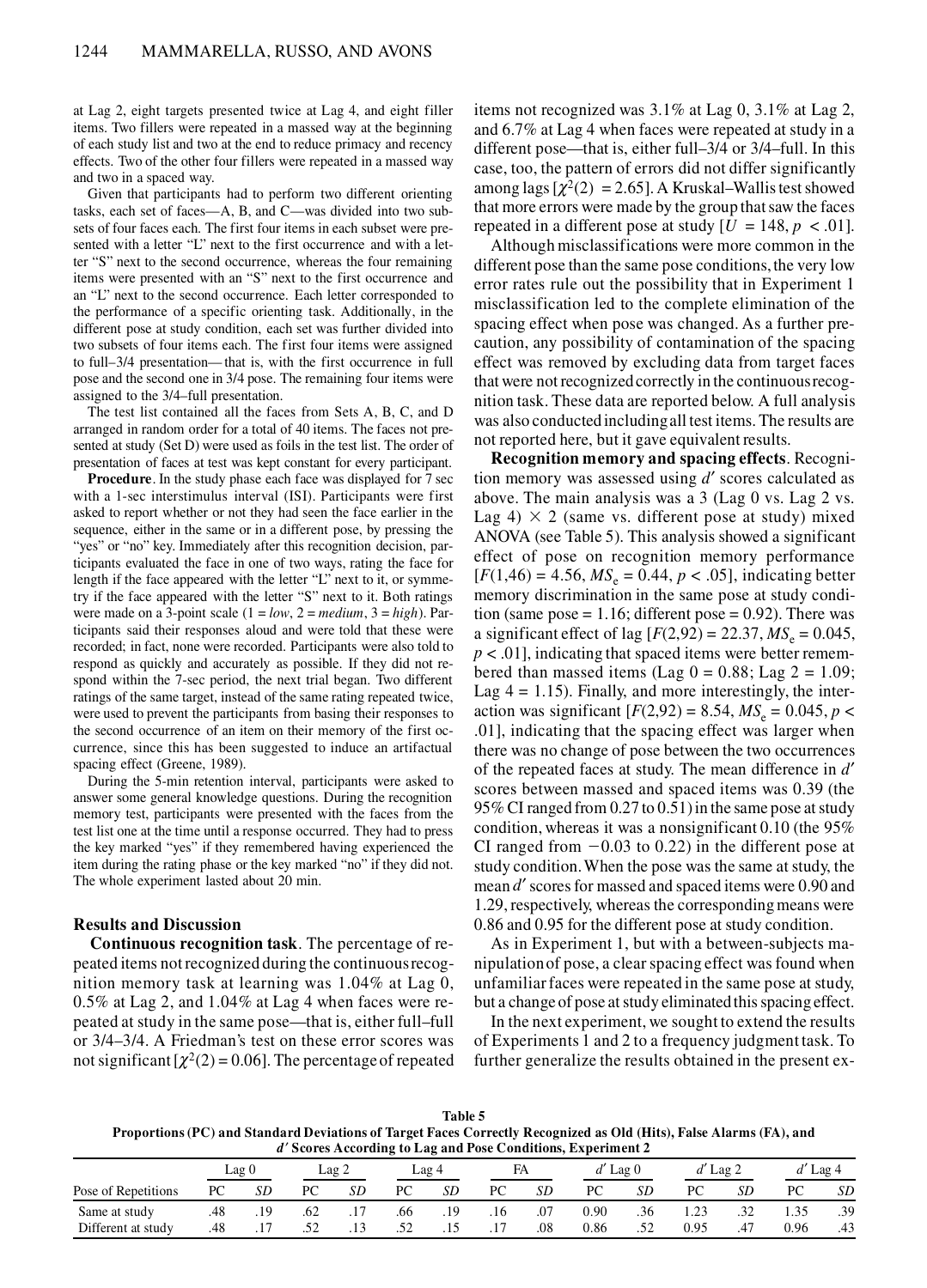at Lag 2, eight targets presented twice at Lag 4, and eight filler items. Two fillers were repeated in a massed way at the beginning of each study list and two at the end to reduce primacy and recency effects. Two of the other four fillers were repeated in a massed way and two in a spaced way.

Given that participants had to perform two different orienting tasks, each set of faces—A, B, and C—was divided into two subsets of four faces each. The first four items in each subset were presented with a letter "L" next to the first occurrence and with a letter "S" next to the second occurrence, whereas the four remaining items were presented with an "S" next to the first occurrence and an "L" next to the second occurrence. Each letter corresponded to the performance of a specific orienting task. Additionally, in the different pose at study condition, each set was further divided into two subsets of four items each. The first four items were assigned to full–3/4 presentation—that is, with the first occurrence in full pose and the second one in 3/4 pose. The remaining four items were assigned to the 3/4–full presentation.

The test list contained all the faces from Sets A, B, C, and D arranged in random order for a total of 40 items. The faces not presented at study (Set D) were used as foils in the test list. The order of presentation of faces at test was kept constant for every participant.

**Procedure**. In the study phase each face was displayed for 7 sec with a 1-sec interstimulus interval (ISI). Participants were first asked to report whether or not they had seen the face earlier in the sequence, either in the same or in a different pose, by pressing the "yes" or "no" key. Immediately after this recognition decision, participants evaluated the face in one of two ways, rating the face for length if the face appeared with the letter "L" next to it, or symmetry if the face appeared with the letter "S" next to it. Both ratings were made on a 3-point scale (1 = *low*, 2 = *medium*, 3 = *high*). Participants said their responses aloud and were told that these were recorded; in fact, none were recorded. Participants were also told to respond as quickly and accurately as possible. If they did not respond within the 7-sec period, the next trial began. Two different ratings of the same target, instead of the same rating repeated twice, were used to prevent the participants from basing their responses to the second occurrence of an item on their memory of the first occurrence, since this has been suggested to induce an artifactual spacing effect (Greene, 1989).

During the 5-min retention interval, participants were asked to answer some general knowledge questions. During the recognition memory test, participants were presented with the faces from the test list one at the time until a response occurred. They had to press the key marked "yes" if they remembered having experienced the item during the rating phase or the key marked "no" if they did not. The whole experiment lasted about 20 min.

### Results and Discussion

**Continuous recognition task**. The percentage of repeated items not recognized during the continuous recognition memory task at learning was 1.04% at Lag 0, 0.5% at Lag 2, and 1.04% at Lag 4 when faces were repeated at study in the same pose—that is, either full–full or 3/4–3/4. A Friedman's test on these error scores was not significant [$\chi^2(2) = 0.06$]. The percentage of repeated items not recognized was 3.1% at Lag 0, 3.1% at Lag 2, and 6.7% at Lag 4 when faces were repeated at study in a different pose—that is, either full–3/4 or 3/4–full. In this case, too, the pattern of errors did not differ significantly among lags [$\chi^2(2) = 2.65$]. A Kruskal–Wallis test showed that more errors were made by the group that saw the faces repeated in a different pose at study [$U = 148$, $p < .01$].

Although misclassifications were more common in the different pose than the same pose conditions, the very low error rates rule out the possibility that in Experiment 1 misclassification led to the complete elimination of the spacing effect when pose was changed. As a further precaution, any possibility of contamination of the spacing effect was removed by excluding data from target faces that were not recognized correctly in the continuous recognition task. These data are reported below. A full analysis was also conducted including all test items. The results are not reported here, but it gave equivalent results.

**Recognition memory and spacing effects**. Recognition memory was assessed using $d'$ scores calculated as above. The main analysis was a 3 (Lag 0 vs. Lag 2 vs. Lag 4) $\times$ 2 (same vs. different pose at study) mixed ANOVA (see Table 5). This analysis showed a significant effect of pose on recognition memory performance [$F(1,46) = 4.56$, $MS_e = 0.44$, $p < .05$], indicating better memory discrimination in the same pose at study condition (same pose = 1.16; different pose = 0.92). There was a significant effect of lag [$F(2,92) = 22.37$, $MS_e = 0.045$, $p < .01$], indicating that spaced items were better remembered than massed items (Lag 0 = 0.88; Lag 2 = 1.09; Lag 4 = 1.15). Finally, and more interestingly, the interaction was significant [$F(2,92) = 8.54$, $MS_e = 0.045$, $p < .01$], indicating that the spacing effect was larger when there was no change of pose between the two occurrences of the repeated faces at study. The mean difference in $d'$ scores between massed and spaced items was 0.39 (the 95% CI ranged from 0.27 to 0.51) in the same pose at study condition, whereas it was a nonsignificant 0.10 (the 95% CI ranged from $-0.03$ to 0.22) in the different pose at study condition. When the pose was the same at study, the mean $d'$ scores for massed and spaced items were 0.90 and 1.29, respectively, whereas the corresponding means were 0.86 and 0.95 for the different pose at study condition.

As in Experiment 1, but with a between-subjects manipulation of pose, a clear spacing effect was found when unfamiliar faces were repeated in the same pose at study, but a change of pose at study eliminated this spacing effect.

In the next experiment, we sought to extend the results of Experiments 1 and 2 to a frequency judgment task. To further generalize the results obtained in the present ex-

**Table 5**
**Proportions (PC) and Standard Deviations of Target Faces Correctly Recognized as Old (Hits), False Alarms (FA), and $d'$ Scores According to Lag and Pose Conditions, Experiment 2**

| | Lag 0 | | Lag 2 | | Lag 4 | | FA | | $d'$ Lag 0 | | $d'$ Lag 2 | | $d'$ Lag 4 | |
|---|---|---|---|---|---|---|---|---|---|---|---|---|---|---|
| Pose of Repetitions | PC | *SD* | PC | *SD* | PC | *SD* | PC | *SD* | PC | *SD* | PC | *SD* | PC | *SD* |
| Same at study | .48 | .19 | .62 | .17 | .66 | .19 | .16 | .07 | 0.90 | .36 | 1.23 | .32 | 1.35 | .39 |
| Different at study | .48 | .17 | .52 | .13 | .52 | .15 | .17 | .08 | 0.86 | .52 | 0.95 | .47 | 0.96 | .43 |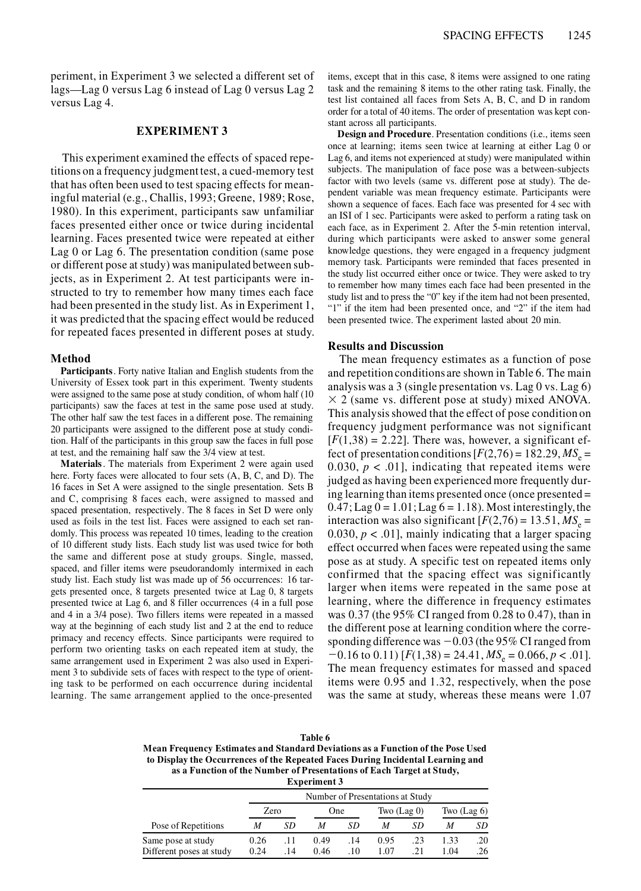periment, in Experiment 3 we selected a different set of lags—Lag 0 versus Lag 6 instead of Lag 0 versus Lag 2 versus Lag 4.

## EXPERIMENT 3

This experiment examined the effects of spaced repetitions on a frequency judgment test, a cued-memory test that has often been used to test spacing effects for meaningful material (e.g., Challis, 1993; Greene, 1989; Rose, 1980). In this experiment, participants saw unfamiliar faces presented either once or twice during incidental learning. Faces presented twice were repeated at either Lag 0 or Lag 6. The presentation condition (same pose or different pose at study) was manipulated between subjects, as in Experiment 2. At test participants were instructed to try to remember how many times each face had been presented in the study list. As in Experiment 1, it was predicted that the spacing effect would be reduced for repeated faces presented in different poses at study.

### Method

**Participants**. Forty native Italian and English students from the University of Essex took part in this experiment. Twenty students were assigned to the same pose at study condition, of whom half (10 participants) saw the faces at test in the same pose used at study. The other half saw the test faces in a different pose. The remaining 20 participants were assigned to the different pose at study condition. Half of the participants in this group saw the faces in full pose at test, and the remaining half saw the 3/4 view at test.

**Materials**. The materials from Experiment 2 were again used here. Forty faces were allocated to four sets (A, B, C, and D). The 16 faces in Set A were assigned to the single presentation. Sets B and C, comprising 8 faces each, were assigned to massed and spaced presentation, respectively. The 8 faces in Set D were only used as foils in the test list. Faces were assigned to each set randomly. This process was repeated 10 times, leading to the creation of 10 different study lists. Each study list was used twice for both the same and different pose at study groups. Single, massed, spaced, and filler items were pseudorandomly intermixed in each study list. Each study list was made up of 56 occurrences: 16 targets presented once, 8 targets presented twice at Lag 0, 8 targets presented twice at Lag 6, and 8 filler occurrences (4 in a full pose and 4 in a 3/4 pose). Two fillers items were repeated in a massed way at the beginning of each study list and 2 at the end to reduce primacy and recency effects. Since participants were required to perform two orienting tasks on each repeated item at study, the same arrangement used in Experiment 2 was also used in Experiment 3 to subdivide sets of faces with respect to the type of orienting task to be performed on each occurrence during incidental learning. The same arrangement applied to the once-presented items, except that in this case, 8 items were assigned to one rating task and the remaining 8 items to the other rating task. Finally, the test list contained all faces from Sets A, B, C, and D in random order for a total of 40 items. The order of presentation was kept constant across all participants.

**Design and Procedure**. Presentation conditions (i.e., items seen once at learning; items seen twice at learning at either Lag 0 or Lag 6, and items not experienced at study) were manipulated within subjects. The manipulation of face pose was a between-subjects factor with two levels (same vs. different pose at study). The dependent variable was mean frequency estimate. Participants were shown a sequence of faces. Each face was presented for 4 sec with an ISI of 1 sec. Participants were asked to perform a rating task on each face, as in Experiment 2. After the 5-min retention interval, during which participants were asked to answer some general knowledge questions, they were engaged in a frequency judgment memory task. Participants were reminded that faces presented in the study list occurred either once or twice. They were asked to try to remember how many times each face had been presented in the study list and to press the "0" key if the item had not been presented, "1" if the item had been presented once, and "2" if the item had been presented twice. The experiment lasted about 20 min.

### Results and Discussion

The mean frequency estimates as a function of pose and repetition conditions are shown in Table 6. The main analysis was a 3 (single presentation vs. Lag 0 vs. Lag 6) $\times$ 2 (same vs. different pose at study) mixed ANOVA. This analysis showed that the effect of pose condition on frequency judgment performance was not significant [$F(1,38) = 2.22$]. There was, however, a significant effect of presentation conditions [$F(2,76) = 182.29$, $MS_e = 0.030$, $p < .01$], indicating that repeated items were judged as having been experienced more frequently during learning than items presented once (once presented = 0.47; Lag 0 = 1.01; Lag 6 = 1.18). Most interestingly, the interaction was also significant [$F(2,76) = 13.51$, $MS_e = 0.030$, $p < .01$], mainly indicating that a larger spacing effect occurred when faces were repeated using the same pose as at study. A specific test on repeated items only confirmed that the spacing effect was significantly larger when items were repeated in the same pose at learning, where the difference in frequency estimates was 0.37 (the 95% CI ranged from 0.28 to 0.47), than in the different pose at learning condition where the corresponding difference was $-0.03$ (the 95% CI ranged from $-0.16$ to 0.11) [$F(1,38) = 24.41$, $MS_e = 0.066$, $p < .01$]. The mean frequency estimates for massed and spaced items were 0.95 and 1.32, respectively, when the pose was the same at study, whereas these means were 1.07

**Table 6**
**Mean Frequency Estimates and Standard Deviations as a Function of the Pose Used to Display the Occurrences of the Repeated Faces During Incidental Learning and as a Function of the Number of Presentations of Each Target at Study, Experiment 3**

| | Number of Presentations at Study | | | | | | | |
|---|---|---|---|---|---|---|---|---|
| | Zero | | One | | Two (Lag 0) | | Two (Lag 6) | |
| Pose of Repetitions | *M* | *SD* | *M* | *SD* | *M* | *SD* | *M* | *SD* |
| Same pose at study | 0.26 | .11 | 0.49 | .14 | 0.95 | .23 | 1.33 | .20 |
| Different poses at study | 0.24 | .14 | 0.46 | .10 | 1.07 | .21 | 1.04 | .26 |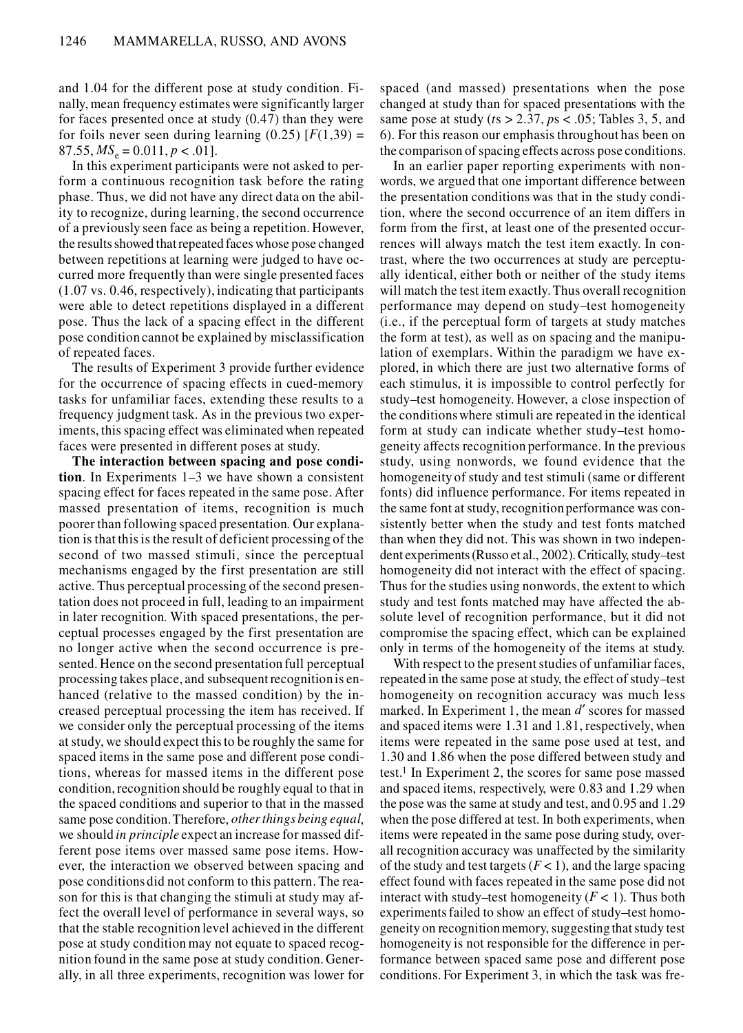and 1.04 for the different pose at study condition. Finally, mean frequency estimates were significantly larger for faces presented once at study (0.47) than they were for foils never seen during learning (0.25) [$F(1,39) = 87.55$, $MS_e = 0.011$, $p < .01$].

In this experiment participants were not asked to perform a continuous recognition task before the rating phase. Thus, we did not have any direct data on the ability to recognize, during learning, the second occurrence of a previously seen face as being a repetition. However, the results showed that repeated faces whose pose changed between repetitions at learning were judged to have occurred more frequently than were single presented faces (1.07 vs. 0.46, respectively), indicating that participants were able to detect repetitions displayed in a different pose. Thus the lack of a spacing effect in the different pose condition cannot be explained by misclassification of repeated faces.

The results of Experiment 3 provide further evidence for the occurrence of spacing effects in cued-memory tasks for unfamiliar faces, extending these results to a frequency judgment task. As in the previous two experiments, this spacing effect was eliminated when repeated faces were presented in different poses at study.

**The interaction between spacing and pose condition**. In Experiments 1–3 we have shown a consistent spacing effect for faces repeated in the same pose. After massed presentation of items, recognition is much poorer than following spaced presentation. Our explanation is that this is the result of deficient processing of the second of two massed stimuli, since the perceptual mechanisms engaged by the first presentation are still active. Thus perceptual processing of the second presentation does not proceed in full, leading to an impairment in later recognition. With spaced presentations, the perceptual processes engaged by the first presentation are no longer active when the second occurrence is presented. Hence on the second presentation full perceptual processing takes place, and subsequent recognition is enhanced (relative to the massed condition) by the increased perceptual processing the item has received. If we consider only the perceptual processing of the items at study, we should expect this to be roughly the same for spaced items in the same pose and different pose conditions, whereas for massed items in the different pose condition, recognition should be roughly equal to that in the spaced conditions and superior to that in the massed same pose condition. Therefore, *other things being equal*, we should *in principle* expect an increase for massed different pose items over massed same pose items. However, the interaction we observed between spacing and pose conditions did not conform to this pattern. The reason for this is that changing the stimuli at study may affect the overall level of performance in several ways, so that the stable recognition level achieved in the different pose at study condition may not equate to spaced recognition found in the same pose at study condition. Generally, in all three experiments, recognition was lower for spaced (and massed) presentations when the pose changed at study than for spaced presentations with the same pose at study ($t$s > 2.37, $p$s < .05; Tables 3, 5, and 6). For this reason our emphasis throughout has been on the comparison of spacing effects across pose conditions.

In an earlier paper reporting experiments with nonwords, we argued that one important difference between the presentation conditions was that in the study condition, where the second occurrence of an item differs in form from the first, at least one of the presented occurrences will always match the test item exactly. In contrast, where the two occurrences at study are perceptually identical, either both or neither of the study items will match the test item exactly. Thus overall recognition performance may depend on study–test homogeneity (i.e., if the perceptual form of targets at study matches the form at test), as well as on spacing and the manipulation of exemplars. Within the paradigm we have explored, in which there are just two alternative forms of each stimulus, it is impossible to control perfectly for study–test homogeneity. However, a close inspection of the conditions where stimuli are repeated in the identical form at study can indicate whether study–test homogeneity affects recognition performance. In the previous study, using nonwords, we found evidence that the homogeneity of study and test stimuli (same or different fonts) did influence performance. For items repeated in the same font at study, recognition performance was consistently better when the study and test fonts matched than when they did not. This was shown in two independent experiments (Russo et al., 2002). Critically, study–test homogeneity did not interact with the effect of spacing. Thus for the studies using nonwords, the extent to which study and test fonts matched may have affected the absolute level of recognition performance, but it did not compromise the spacing effect, which can be explained only in terms of the homogeneity of the items at study.

With respect to the present studies of unfamiliar faces, repeated in the same pose at study, the effect of study–test homogeneity on recognition accuracy was much less marked. In Experiment 1, the mean $d'$ scores for massed and spaced items were 1.31 and 1.81, respectively, when items were repeated in the same pose used at test, and 1.30 and 1.86 when the pose differed between study and test.[1] In Experiment 2, the scores for same pose massed and spaced items, respectively, were 0.83 and 1.29 when the pose was the same at study and test, and 0.95 and 1.29 when the pose differed at test. In both experiments, when items were repeated in the same pose during study, overall recognition accuracy was unaffected by the similarity of the study and test targets ($F < 1$), and the large spacing effect found with faces repeated in the same pose did not interact with study–test homogeneity ($F < 1$). Thus both experiments failed to show an effect of study–test homogeneity on recognition memory, suggesting that study test homogeneity is not responsible for the difference in performance between spaced same pose and different pose conditions. For Experiment 3, in which the task was fre-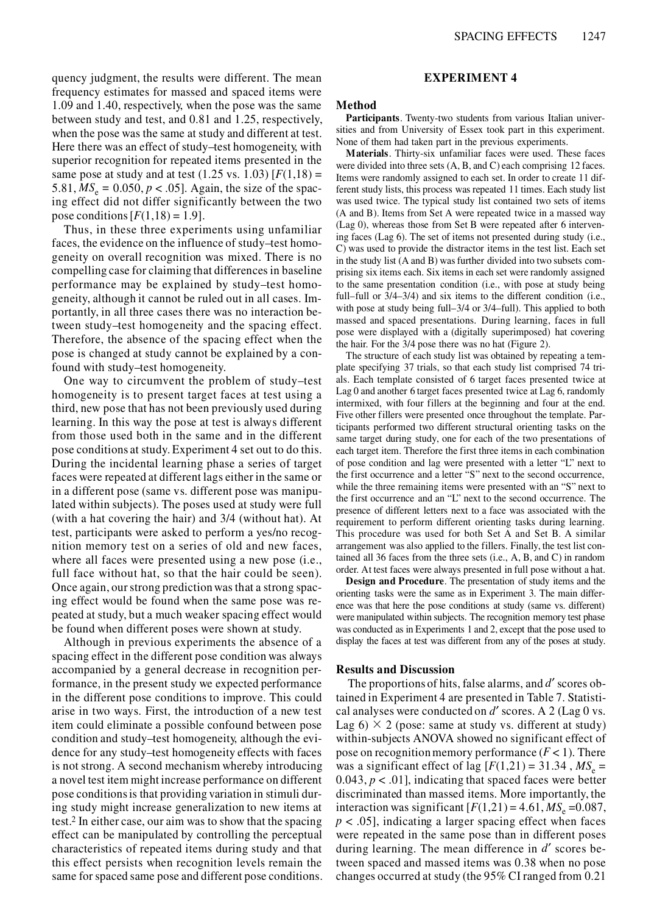quency judgment, the results were different. The mean frequency estimates for massed and spaced items were 1.09 and 1.40, respectively, when the pose was the same between study and test, and 0.81 and 1.25, respectively, when the pose was the same at study and different at test. Here there was an effect of study–test homogeneity, with superior recognition for repeated items presented in the same pose at study and at test (1.25 vs. 1.03) [$F(1,18) = 5.81$, $MS_e = 0.050$, $p < .05$]. Again, the size of the spacing effect did not differ significantly between the two pose conditions [$F(1,18) = 1.9$].

Thus, in these three experiments using unfamiliar faces, the evidence on the influence of study–test homogeneity on overall recognition was mixed. There is no compelling case for claiming that differences in baseline performance may be explained by study–test homogeneity, although it cannot be ruled out in all cases. Importantly, in all three cases there was no interaction between study–test homogeneity and the spacing effect. Therefore, the absence of the spacing effect when the pose is changed at study cannot be explained by a confound with study–test homogeneity.

One way to circumvent the problem of study–test homogeneity is to present target faces at test using a third, new pose that has not been previously used during learning. In this way the pose at test is always different from those used both in the same and in the different pose conditions at study. Experiment 4 set out to do this. During the incidental learning phase a series of target faces were repeated at different lags either in the same or in a different pose (same vs. different pose was manipulated within subjects). The poses used at study were full (with a hat covering the hair) and 3/4 (without hat). At test, participants were asked to perform a yes/no recognition memory test on a series of old and new faces, where all faces were presented using a new pose (i.e., full face without hat, so that the hair could be seen). Once again, our strong prediction was that a strong spacing effect would be found when the same pose was repeated at study, but a much weaker spacing effect would be found when different poses were shown at study.

Although in previous experiments the absence of a spacing effect in the different pose condition was always accompanied by a general decrease in recognition performance, in the present study we expected performance in the different pose conditions to improve. This could arise in two ways. First, the introduction of a new test item could eliminate a possible confound between pose condition and study–test homogeneity, although the evidence for any study–test homogeneity effects with faces is not strong. A second mechanism whereby introducing a novel test item might increase performance on different pose conditions is that providing variation in stimuli during study might increase generalization to new items at test.[2] In either case, our aim was to show that the spacing effect can be manipulated by controlling the perceptual characteristics of repeated items during study and that this effect persists when recognition levels remain the same for spaced same pose and different pose conditions.

## EXPERIMENT 4

### Method

**Participants**. Twenty-two students from various Italian universities and from University of Essex took part in this experiment. None of them had taken part in the previous experiments.

**Materials**. Thirty-six unfamiliar faces were used. These faces were divided into three sets (A, B, and C) each comprising 12 faces. Items were randomly assigned to each set. In order to create 11 different study lists, this process was repeated 11 times. Each study list was used twice. The typical study list contained two sets of items (A and B). Items from Set A were repeated twice in a massed way (Lag 0), whereas those from Set B were repeated after 6 intervening faces (Lag 6). The set of items not presented during study (i.e., C) was used to provide the distractor items in the test list. Each set in the study list (A and B) was further divided into two subsets comprising six items each. Six items in each set were randomly assigned to the same presentation condition (i.e., with pose at study being full–full or 3/4–3/4) and six items to the different condition (i.e., with pose at study being full–3/4 or 3/4–full). This applied to both massed and spaced presentations. During learning, faces in full pose were displayed with a (digitally superimposed) hat covering the hair. For the 3/4 pose there was no hat (Figure 2).

The structure of each study list was obtained by repeating a template specifying 37 trials, so that each study list comprised 74 trials. Each template consisted of 6 target faces presented twice at Lag 0 and another 6 target faces presented twice at Lag 6, randomly intermixed, with four fillers at the beginning and four at the end. Five other fillers were presented once throughout the template. Participants performed two different structural orienting tasks on the same target during study, one for each of the two presentations of each target item. Therefore the first three items in each combination of pose condition and lag were presented with a letter "L" next to the first occurrence and a letter "S" next to the second occurrence, while the three remaining items were presented with an "S" next to the first occurrence and an "L" next to the second occurrence. The presence of different letters next to a face was associated with the requirement to perform different orienting tasks during learning. This procedure was used for both Set A and Set B. A similar arrangement was also applied to the fillers. Finally, the test list contained all 36 faces from the three sets (i.e., A, B, and C) in random order. At test faces were always presented in full pose without a hat.

**Design and Procedure**. The presentation of study items and the orienting tasks were the same as in Experiment 3. The main difference was that here the pose conditions at study (same vs. different) were manipulated within subjects. The recognition memory test phase was conducted as in Experiments 1 and 2, except that the pose used to display the faces at test was different from any of the poses at study.

### Results and Discussion

The proportions of hits, false alarms, and $d'$ scores obtained in Experiment 4 are presented in Table 7. Statistical analyses were conducted on $d'$ scores. A 2 (Lag 0 vs. Lag 6) $\times$ 2 (pose: same at study vs. different at study) within-subjects ANOVA showed no significant effect of pose on recognition memory performance ($F < 1$). There was a significant effect of lag [$F(1,21) = 31.34$, $MS_e = 0.043$, $p < .01$], indicating that spaced faces were better discriminated than massed items. More importantly, the interaction was significant [$F(1,21) = 4.61$, $MS_e = 0.087$, $p < .05$], indicating a larger spacing effect when faces were repeated in the same pose than in different poses during learning. The mean difference in $d'$ scores between spaced and massed items was 0.38 when no pose changes occurred at study (the 95% CI ranged from 0.21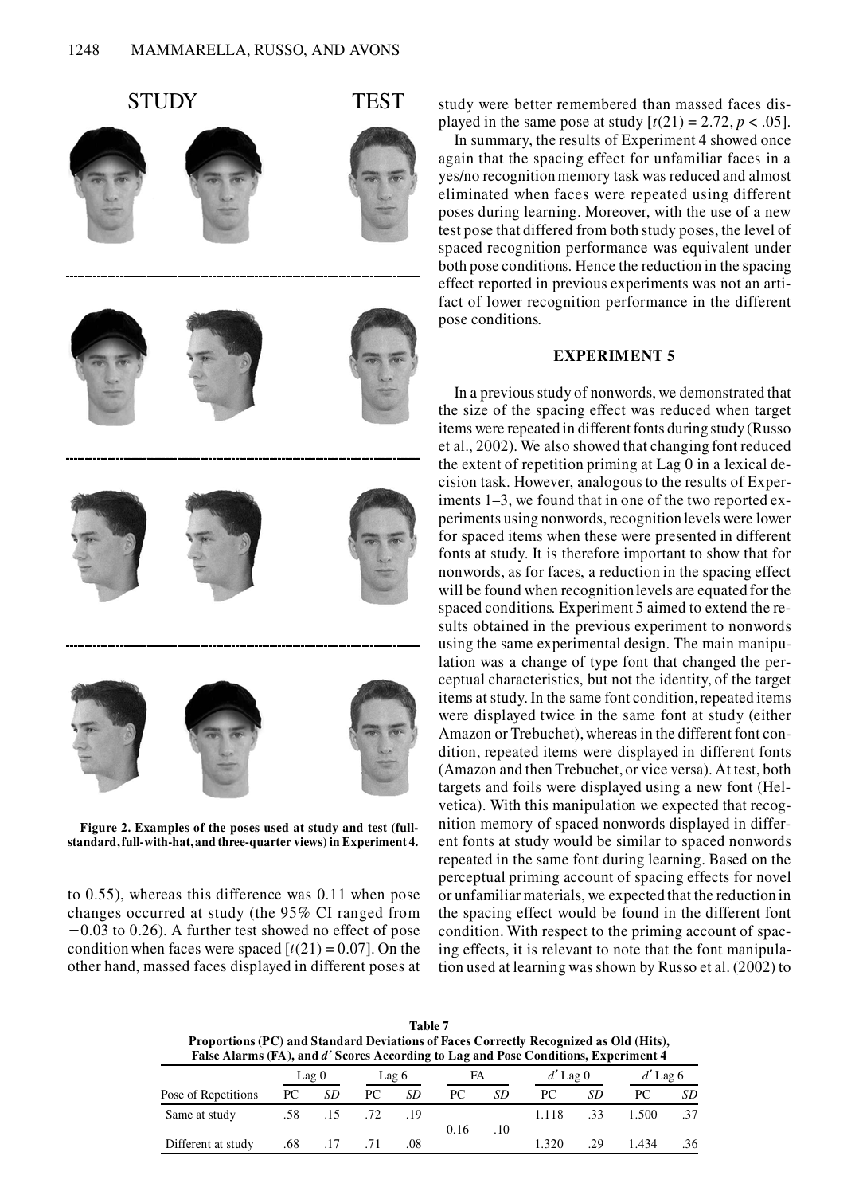Figure 2. Examples of the poses used at study and test (full-standard, full-with-hat, and three-quarter views) in Experiment 4.

to 0.55), whereas this difference was 0.11 when pose changes occurred at study (the 95% CI ranged from −0.03 to 0.26). A further test showed no effect of pose condition when faces were spaced [$t(21) = 0.07$]. On the other hand, massed faces displayed in different poses at study were better remembered than massed faces displayed in the same pose at study [$t(21) = 2.72, p < .05$].

In summary, the results of Experiment 4 showed once again that the spacing effect for unfamiliar faces in a yes/no recognition memory task was reduced and almost eliminated when faces were repeated using different poses during learning. Moreover, with the use of a new test pose that differed from both study poses, the level of spaced recognition performance was equivalent under both pose conditions. Hence the reduction in the spacing effect reported in previous experiments was not an artifact of lower recognition performance in the different pose conditions.

## EXPERIMENT 5

In a previous study of nonwords, we demonstrated that the size of the spacing effect was reduced when target items were repeated in different fonts during study (Russo et al., 2002). We also showed that changing font reduced the extent of repetition priming at Lag 0 in a lexical decision task. However, analogous to the results of Experiments 1–3, we found that in one of the two reported experiments using nonwords, recognition levels were lower for spaced items when these were presented in different fonts at study. It is therefore important to show that for nonwords, as for faces, a reduction in the spacing effect will be found when recognition levels are equated for the spaced conditions. Experiment 5 aimed to extend the results obtained in the previous experiment to nonwords using the same experimental design. The main manipulation was a change of type font that changed the perceptual characteristics, but not the identity, of the target items at study. In the same font condition, repeated items were displayed twice in the same font at study (either Amazon or Trebuchet), whereas in the different font condition, repeated items were displayed in different fonts (Amazon and then Trebuchet, or vice versa). At test, both targets and foils were displayed using a new font (Helvetica). With this manipulation we expected that recognition memory of spaced nonwords displayed in different fonts at study would be similar to spaced nonwords repeated in the same font during learning. Based on the perceptual priming account of spacing effects for novel or unfamiliar materials, we expected that the reduction in the spacing effect would be found in the different font condition. With respect to the priming account of spacing effects, it is relevant to note that the font manipulation used at learning was shown by Russo et al. (2002) to

**Table 7**
**Proportions (PC) and Standard Deviations of Faces Correctly Recognized as Old (Hits), False Alarms (FA), and $d'$ Scores According to Lag and Pose Conditions, Experiment 4**

| | Lag 0 | | Lag 6 | | FA | | $d'$ Lag 0 | | $d'$ Lag 6 | |
|---|---|---|---|---|---|---|---|---|---|---|
| Pose of Repetitions | PC | *SD* | PC | *SD* | PC | *SD* | PC | *SD* | PC | *SD* |
| Same at study | .58 | .15 | .72 | .19 | 0.16 | .10 | 1.118 | .33 | 1.500 | .37 |
| Different at study | .68 | .17 | .71 | .08 | | | 1.320 | .29 | 1.434 | .36 |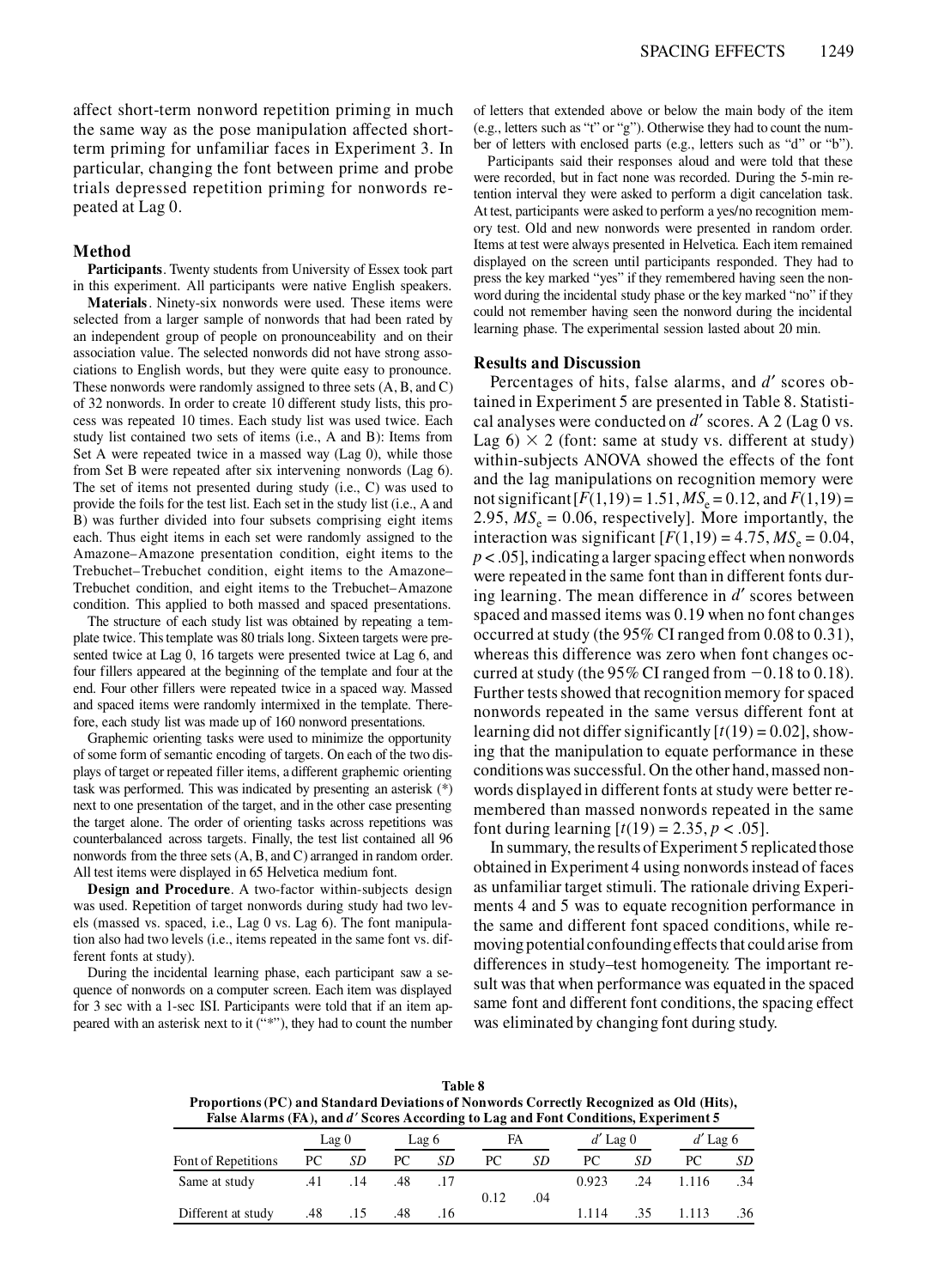affect short-term nonword repetition priming in much the same way as the pose manipulation affected short-term priming for unfamiliar faces in Experiment 3. In particular, changing the font between prime and probe trials depressed repetition priming for nonwords repeated at Lag 0.

### Method

**Participants**. Twenty students from University of Essex took part in this experiment. All participants were native English speakers.

**Materials**. Ninety-six nonwords were used. These items were selected from a larger sample of nonwords that had been rated by an independent group of people on pronounceability and on their association value. The selected nonwords did not have strong associations to English words, but they were quite easy to pronounce. These nonwords were randomly assigned to three sets (A, B, and C) of 32 nonwords. In order to create 10 different study lists, this process was repeated 10 times. Each study list was used twice. Each study list contained two sets of items (i.e., A and B): Items from Set A were repeated twice in a massed way (Lag 0), while those from Set B were repeated after six intervening nonwords (Lag 6). The set of items not presented during study (i.e., C) was used to provide the foils for the test list. Each set in the study list (i.e., A and B) was further divided into four subsets comprising eight items each. Thus eight items in each set were randomly assigned to the Amazone–Amazone presentation condition, eight items to the Trebuchet–Trebuchet condition, eight items to the Amazone–Trebuchet condition, and eight items to the Trebuchet–Amazone condition. This applied to both massed and spaced presentations.

The structure of each study list was obtained by repeating a template twice. This template was 80 trials long. Sixteen targets were presented twice at Lag 0, 16 targets were presented twice at Lag 6, and four fillers appeared at the beginning of the template and four at the end. Four other fillers were repeated twice in a spaced way. Massed and spaced items were randomly intermixed in the template. Therefore, each study list was made up of 160 nonword presentations.

Graphemic orienting tasks were used to minimize the opportunity of some form of semantic encoding of targets. On each of the two displays of target or repeated filler items, a different graphemic orienting task was performed. This was indicated by presenting an asterisk (*) next to one presentation of the target, and in the other case presenting the target alone. The order of orienting tasks across repetitions was counterbalanced across targets. Finally, the test list contained all 96 nonwords from the three sets (A, B, and C) arranged in random order. All test items were displayed in 65 Helvetica medium font.

**Design and Procedure**. A two-factor within-subjects design was used. Repetition of target nonwords during study had two levels (massed vs. spaced, i.e., Lag 0 vs. Lag 6). The font manipulation also had two levels (i.e., items repeated in the same font vs. different fonts at study).

During the incidental learning phase, each participant saw a sequence of nonwords on a computer screen. Each item was displayed for 3 sec with a 1-sec ISI. Participants were told that if an item appeared with an asterisk next to it ("*"), they had to count the number of letters that extended above or below the main body of the item (e.g., letters such as "t" or "g"). Otherwise they had to count the number of letters with enclosed parts (e.g., letters such as "d" or "b").

Participants said their responses aloud and were told that these were recorded, but in fact none was recorded. During the 5-min retention interval they were asked to perform a digit cancelation task. At test, participants were asked to perform a yes/no recognition memory test. Old and new nonwords were presented in random order. Items at test were always presented in Helvetica. Each item remained displayed on the screen until participants responded. They had to press the key marked "yes" if they remembered having seen the nonword during the incidental study phase or the key marked "no" if they could not remember having seen the nonword during the incidental learning phase. The experimental session lasted about 20 min.

### Results and Discussion

Percentages of hits, false alarms, and $d'$ scores obtained in Experiment 5 are presented in Table 8. Statistical analyses were conducted on $d'$ scores. A 2 (Lag 0 vs. Lag 6) × 2 (font: same at study vs. different at study) within-subjects ANOVA showed the effects of the font and the lag manipulations on recognition memory were not significant [$F(1,19) = 1.51$, $MS_e = 0.12$, and $F(1,19) = 2.95$, $MS_e = 0.06$, respectively]. More importantly, the interaction was significant [$F(1,19) = 4.75$, $MS_e = 0.04$, $p < .05$], indicating a larger spacing effect when nonwords were repeated in the same font than in different fonts during learning. The mean difference in $d'$ scores between spaced and massed items was 0.19 when no font changes occurred at study (the 95% CI ranged from 0.08 to 0.31), whereas this difference was zero when font changes occurred at study (the 95% CI ranged from −0.18 to 0.18). Further tests showed that recognition memory for spaced nonwords repeated in the same versus different font at learning did not differ significantly [$t(19) = 0.02$], showing that the manipulation to equate performance in these conditions was successful. On the other hand, massed nonwords displayed in different fonts at study were better remembered than massed nonwords repeated in the same font during learning [$t(19) = 2.35$, $p < .05$].

In summary, the results of Experiment 5 replicated those obtained in Experiment 4 using nonwords instead of faces as unfamiliar target stimuli. The rationale driving Experiments 4 and 5 was to equate recognition performance in the same and different font spaced conditions, while removing potential confounding effects that could arise from differences in study–test homogeneity. The important result was that when performance was equated in the spaced same font and different font conditions, the spacing effect was eliminated by changing font during study.

**Table 8**
**Proportions (PC) and Standard Deviations of Nonwords Correctly Recognized as Old (Hits), False Alarms (FA), and $d'$ Scores According to Lag and Font Conditions, Experiment 5**

| Font of Repetitions | Lag 0 | | Lag 6 | | FA | | $d'$ Lag 0 | | $d'$ Lag 6 | |
|---|---|---|---|---|---|---|---|---|---|---|
| | PC | *SD* | PC | *SD* | PC | *SD* | PC | *SD* | PC | *SD* |
| Same at study | .41 | .14 | .48 | .17 | 0.12 | .04 | 0.923 | .24 | 1.116 | .34 |
| Different at study | .48 | .15 | .48 | .16 | | | 1.114 | .35 | 1.113 | .36 |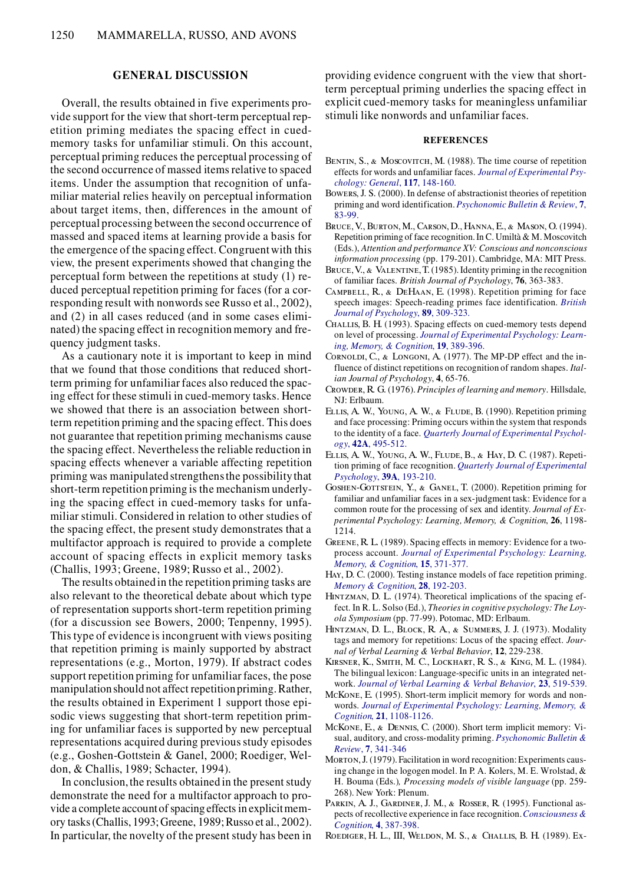## GENERAL DISCUSSION

Overall, the results obtained in five experiments provide support for the view that short-term perceptual repetition priming mediates the spacing effect in cued-memory tasks for unfamiliar stimuli. On this account, perceptual priming reduces the perceptual processing of the second occurrence of massed items relative to spaced items. Under the assumption that recognition of unfamiliar material relies heavily on perceptual information about target items, then, differences in the amount of perceptual processing between the second occurrence of massed and spaced items at learning provide a basis for the emergence of the spacing effect. Congruent with this view, the present experiments showed that changing the perceptual form between the repetitions at study (1) reduced perceptual repetition priming for faces (for a corresponding result with nonwords see Russo et al., 2002), and (2) in all cases reduced (and in some cases eliminated) the spacing effect in recognition memory and frequency judgment tasks.

As a cautionary note it is important to keep in mind that we found that those conditions that reduced short-term priming for unfamiliar faces also reduced the spacing effect for these stimuli in cued-memory tasks. Hence we showed that there is an association between short-term repetition priming and the spacing effect. This does not guarantee that repetition priming mechanisms cause the spacing effect. Nevertheless the reliable reduction in spacing effects whenever a variable affecting repetition priming was manipulated strengthens the possibility that short-term repetition priming is the mechanism underlying the spacing effect in cued-memory tasks for unfamiliar stimuli. Considered in relation to other studies of the spacing effect, the present study demonstrates that a multifactor approach is required to provide a complete account of spacing effects in explicit memory tasks (Challis, 1993; Greene, 1989; Russo et al., 2002).

The results obtained in the repetition priming tasks are also relevant to the theoretical debate about which type of representation supports short-term repetition priming (for a discussion see Bowers, 2000; Tenpenny, 1995). This type of evidence is incongruent with views positing that repetition priming is mainly supported by abstract representations (e.g., Morton, 1979). If abstract codes support repetition priming for unfamiliar faces, the pose manipulation should not affect repetition priming. Rather, the results obtained in Experiment 1 support those episodic views suggesting that short-term repetition priming for unfamiliar faces is supported by new perceptual representations acquired during previous study episodes (e.g., Goshen-Gottstein & Ganel, 2000; Roediger, Weldon, & Challis, 1989; Schacter, 1994).

In conclusion, the results obtained in the present study demonstrate the need for a multifactor approach to provide a complete account of spacing effects in explicit memory tasks (Challis, 1993; Greene, 1989; Russo et al., 2002). In particular, the novelty of the present study has been in providing evidence congruent with the view that short-term perceptual priming underlies the spacing effect in explicit cued-memory tasks for meaningless unfamiliar stimuli like nonwords and unfamiliar faces.

## REFERENCES

Bentin, S., & Moscovitch, M. (1988). The time course of repetition effects for words and unfamiliar faces. *Journal of Experimental Psychology: General*, **117**, 148-160.

Bowers, J. S. (2000). In defense of abstractionist theories of repetition priming and word identification. *Psychonomic Bulletin & Review*, **7**, 83-99.

Bruce, V., Burton, M., Carson, D., Hanna, E., & Mason, O. (1994). Repetition priming of face recognition. In C. Umiltà & M. Moscovitch (Eds.), *Attention and performance XV: Conscious and nonconscious information processing* (pp. 179-201). Cambridge, MA: MIT Press.

Bruce, V., & Valentine, T. (1985). Identity priming in the recognition of familiar faces. *British Journal of Psychology*, **76**, 363-383.

Campbell, R., & DeHaan, E. (1998). Repetition priming for face speech images: Speech-reading primes face identification. *British Journal of Psychology*, **89**, 309-323.

Challis, B. H. (1993). Spacing effects on cued-memory tests depend on level of processing. *Journal of Experimental Psychology: Learning, Memory, & Cognition*, **19**, 389-396.

Cornoldi, C., & Longoni, A. (1977). The MP-DP effect and the influence of distinct repetitions on recognition of random shapes. *Italian Journal of Psychology*, **4**, 65-76.

Crowder, R. G. (1976). *Principles of learning and memory*. Hillsdale, NJ: Erlbaum.

Ellis, A. W., Young, A. W., & Flude, B. (1990). Repetition priming and face processing: Priming occurs within the system that responds to the identity of a face. *Quarterly Journal of Experimental Psychology*, **42A**, 495-512.

Ellis, A. W., Young, A. W., Flude, B., & Hay, D. C. (1987). Repetition priming of face recognition. *Quarterly Journal of Experimental Psychology*, **39A**, 193-210.

Goshen-Gottstein, Y., & Ganel, T. (2000). Repetition priming for familiar and unfamiliar faces in a sex-judgment task: Evidence for a common route for the processing of sex and identity. *Journal of Experimental Psychology: Learning, Memory, & Cognition*, **26**, 1198-1214.

Greene, R. L. (1989). Spacing effects in memory: Evidence for a two-process account. *Journal of Experimental Psychology: Learning, Memory, & Cognition*, **15**, 371-377.

Hay, D. C. (2000). Testing instance models of face repetition priming. *Memory & Cognition*, **28**, 192-203.

Hintzman, D. L. (1974). Theoretical implications of the spacing effect. In R. L. Solso (Ed.), *Theories in cognitive psychology: The Loyola Symposium* (pp. 77-99). Potomac, MD: Erlbaum.

Hintzman, D. L., Block, R. A., & Summers, J. J. (1973). Modality tags and memory for repetitions: Locus of the spacing effect. *Journal of Verbal Learning & Verbal Behavior*, **12**, 229-238.

Kirsner, K., Smith, M. C., Lockhart, R. S., & King, M. L. (1984). The bilingual lexicon: Language-specific units in an integrated network. *Journal of Verbal Learning & Verbal Behavior*, **23**, 519-539.

McKone, E. (1995). Short-term implicit memory for words and nonwords. *Journal of Experimental Psychology: Learning, Memory, & Cognition*, **21**, 1108-1126.

McKone, E., & Dennis, C. (2000). Short term implicit memory: Visual, auditory, and cross-modality priming. *Psychonomic Bulletin & Review*, **7**, 341-346

Morton, J. (1979). Facilitation in word recognition: Experiments causing change in the logogen model. In P. A. Kolers, M. E. Wrolstad, & H. Bouma (Eds.), *Processing models of visible language* (pp. 259-268). New York: Plenum.

Parkin, A. J., Gardiner, J. M., & Rosser, R. (1995). Functional aspects of recollective experience in face recognition. *Consciousness & Cognition*, **4**, 387-398.

Roediger, H. L., III, Weldon, M. S., & Challis, B. H. (1989). Ex-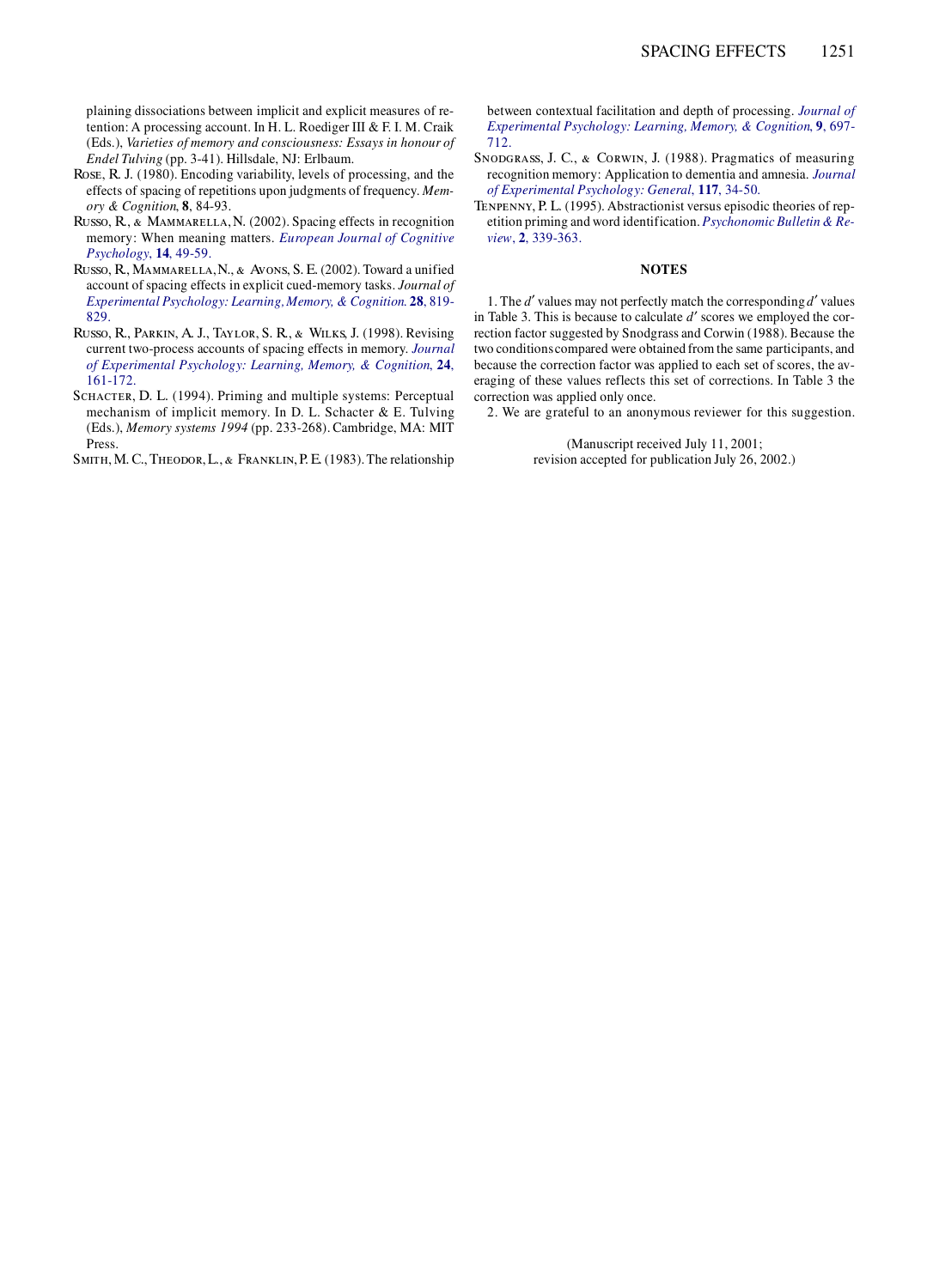plaining dissociations between implicit and explicit measures of retention: A processing account. In H. L. Roediger III & F. I. M. Craik (Eds.), *Varieties of memory and consciousness: Essays in honour of Endel Tulving* (pp. 3-41). Hillsdale, NJ: Erlbaum.

Rose, R. J. (1980). Encoding variability, levels of processing, and the effects of spacing of repetitions upon judgments of frequency. *Memory & Cognition*, **8**, 84-93.

Russo, R., & Mammarella, N. (2002). Spacing effects in recognition memory: When meaning matters. *European Journal of Cognitive Psychology*, **14**, 49-59.

Russo, R., Mammarella, N., & Avons, S. E. (2002). Toward a unified account of spacing effects in explicit cued-memory tasks. *Journal of Experimental Psychology: Learning, Memory, & Cognition*. **28**, 819-829.

Russo, R., Parkin, A. J., Taylor, S. R., & Wilks, J. (1998). Revising current two-process accounts of spacing effects in memory. *Journal of Experimental Psychology: Learning, Memory, & Cognition*, **24**, 161-172.

Schacter, D. L. (1994). Priming and multiple systems: Perceptual mechanism of implicit memory. In D. L. Schacter & E. Tulving (Eds.), *Memory systems 1994* (pp. 233-268). Cambridge, MA: MIT Press.

Smith, M. C., Theodor, L., & Franklin, P. E. (1983). The relationship between contextual facilitation and depth of processing. *Journal of Experimental Psychology: Learning, Memory, & Cognition*, **9**, 697-712.

Snodgrass, J. C., & Corwin, J. (1988). Pragmatics of measuring recognition memory: Application to dementia and amnesia. *Journal of Experimental Psychology: General*, **117**, 34-50.

Tenpenny, P. L. (1995). Abstractionist versus episodic theories of repetition priming and word identification. *Psychonomic Bulletin & Review*, **2**, 339-363.

## NOTES

1. The $d'$ values may not perfectly match the corresponding $d'$ values in Table 3. This is because to calculate $d'$ scores we employed the correction factor suggested by Snodgrass and Corwin (1988). Because the two conditions compared were obtained from the same participants, and because the correction factor was applied to each set of scores, the averaging of these values reflects this set of corrections. In Table 3 the correction was applied only once.

2. We are grateful to an anonymous reviewer for this suggestion.

(Manuscript received July 11, 2001;
revision accepted for publication July 26, 2002.)